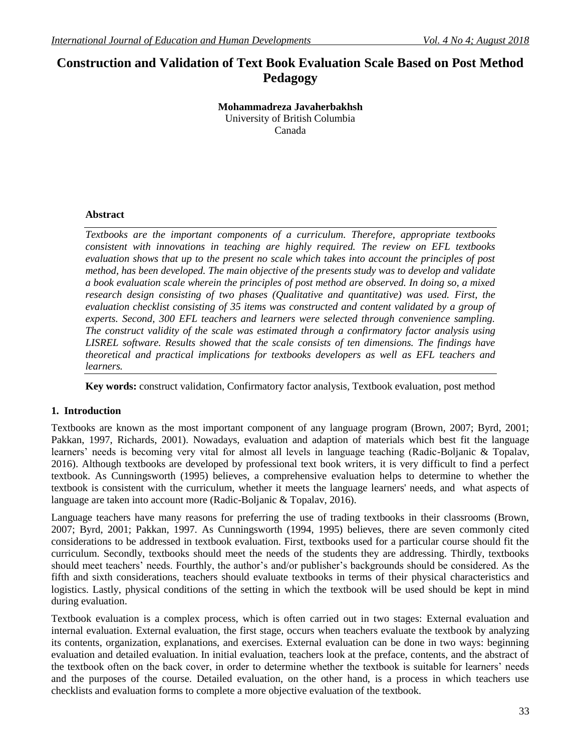# Construction and Validation of Text Book Evaluation Scale Based on Post Method Pedagogy

**Mohammadreza Javaherbakhsh**
University of British Columbia
Canada

## Abstract

*Textbooks are the important components of a curriculum. Therefore, appropriate textbooks consistent with innovations in teaching are highly required. The review on EFL textbooks evaluation shows that up to the present no scale which takes into account the principles of post method, has been developed. The main objective of the presents study was to develop and validate a book evaluation scale wherein the principles of post method are observed. In doing so, a mixed research design consisting of two phases (Qualitative and quantitative) was used. First, the evaluation checklist consisting of 35 items was constructed and content validated by a group of experts. Second, 300 EFL teachers and learners were selected through convenience sampling. The construct validity of the scale was estimated through a confirmatory factor analysis using LISREL software. Results showed that the scale consists of ten dimensions. The findings have theoretical and practical implications for textbooks developers as well as EFL teachers and learners.*

**Key words:** construct validation, Confirmatory factor analysis, Textbook evaluation, post method

## 1. Introduction

Textbooks are known as the most important component of any language program (Brown, 2007; Byrd, 2001; Pakkan, 1997, Richards, 2001). Nowadays, evaluation and adaption of materials which best fit the language learners' needs is becoming very vital for almost all levels in language teaching (Radic-Boljanic & Topalav, 2016). Although textbooks are developed by professional text book writers, it is very difficult to find a perfect textbook. As Cunningsworth (1995) believes, a comprehensive evaluation helps to determine to whether the textbook is consistent with the curriculum, whether it meets the language learners' needs, and what aspects of language are taken into account more (Radic-Boljanic & Topalav, 2016).

Language teachers have many reasons for preferring the use of trading textbooks in their classrooms (Brown, 2007; Byrd, 2001; Pakkan, 1997. As Cunningsworth (1994, 1995) believes, there are seven commonly cited considerations to be addressed in textbook evaluation. First, textbooks used for a particular course should fit the curriculum. Secondly, textbooks should meet the needs of the students they are addressing. Thirdly, textbooks should meet teachers' needs. Fourthly, the author's and/or publisher's backgrounds should be considered. As the fifth and sixth considerations, teachers should evaluate textbooks in terms of their physical characteristics and logistics. Lastly, physical conditions of the setting in which the textbook will be used should be kept in mind during evaluation.

Textbook evaluation is a complex process, which is often carried out in two stages: External evaluation and internal evaluation. External evaluation, the first stage, occurs when teachers evaluate the textbook by analyzing its contents, organization, explanations, and exercises. External evaluation can be done in two ways: beginning evaluation and detailed evaluation. In initial evaluation, teachers look at the preface, contents, and the abstract of the textbook often on the back cover, in order to determine whether the textbook is suitable for learners' needs and the purposes of the course. Detailed evaluation, on the other hand, is a process in which teachers use checklists and evaluation forms to complete a more objective evaluation of the textbook.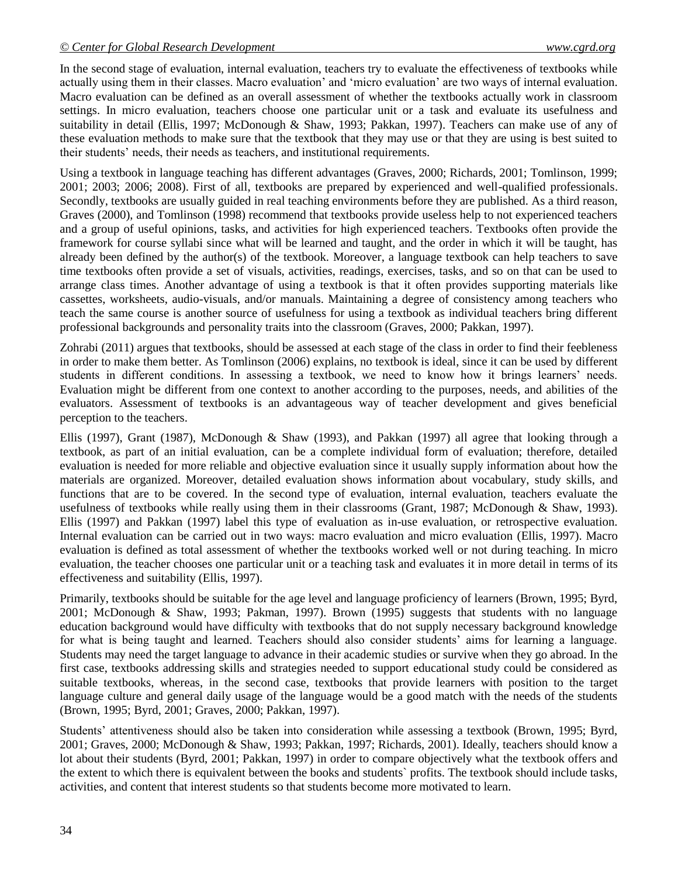In the second stage of evaluation, internal evaluation, teachers try to evaluate the effectiveness of textbooks while actually using them in their classes. Macro evaluation' and 'micro evaluation' are two ways of internal evaluation. Macro evaluation can be defined as an overall assessment of whether the textbooks actually work in classroom settings. In micro evaluation, teachers choose one particular unit or a task and evaluate its usefulness and suitability in detail (Ellis, 1997; McDonough & Shaw, 1993; Pakkan, 1997). Teachers can make use of any of these evaluation methods to make sure that the textbook that they may use or that they are using is best suited to their students' needs, their needs as teachers, and institutional requirements.

Using a textbook in language teaching has different advantages (Graves, 2000; Richards, 2001; Tomlinson, 1999; 2001; 2003; 2006; 2008). First of all, textbooks are prepared by experienced and well-qualified professionals. Secondly, textbooks are usually guided in real teaching environments before they are published. As a third reason, Graves (2000), and Tomlinson (1998) recommend that textbooks provide useless help to not experienced teachers and a group of useful opinions, tasks, and activities for high experienced teachers. Textbooks often provide the framework for course syllabi since what will be learned and taught, and the order in which it will be taught, has already been defined by the author(s) of the textbook. Moreover, a language textbook can help teachers to save time textbooks often provide a set of visuals, activities, readings, exercises, tasks, and so on that can be used to arrange class times. Another advantage of using a textbook is that it often provides supporting materials like cassettes, worksheets, audio-visuals, and/or manuals. Maintaining a degree of consistency among teachers who teach the same course is another source of usefulness for using a textbook as individual teachers bring different professional backgrounds and personality traits into the classroom (Graves, 2000; Pakkan, 1997).

Zohrabi (2011) argues that textbooks, should be assessed at each stage of the class in order to find their feebleness in order to make them better. As Tomlinson (2006) explains, no textbook is ideal, since it can be used by different students in different conditions. In assessing a textbook, we need to know how it brings learners' needs. Evaluation might be different from one context to another according to the purposes, needs, and abilities of the evaluators. Assessment of textbooks is an advantageous way of teacher development and gives beneficial perception to the teachers.

Ellis (1997), Grant (1987), McDonough & Shaw (1993), and Pakkan (1997) all agree that looking through a textbook, as part of an initial evaluation, can be a complete individual form of evaluation; therefore, detailed evaluation is needed for more reliable and objective evaluation since it usually supply information about how the materials are organized. Moreover, detailed evaluation shows information about vocabulary, study skills, and functions that are to be covered. In the second type of evaluation, internal evaluation, teachers evaluate the usefulness of textbooks while really using them in their classrooms (Grant, 1987; McDonough & Shaw, 1993). Ellis (1997) and Pakkan (1997) label this type of evaluation as in-use evaluation, or retrospective evaluation. Internal evaluation can be carried out in two ways: macro evaluation and micro evaluation (Ellis, 1997). Macro evaluation is defined as total assessment of whether the textbooks worked well or not during teaching. In micro evaluation, the teacher chooses one particular unit or a teaching task and evaluates it in more detail in terms of its effectiveness and suitability (Ellis, 1997).

Primarily, textbooks should be suitable for the age level and language proficiency of learners (Brown, 1995; Byrd, 2001; McDonough & Shaw, 1993; Pakman, 1997). Brown (1995) suggests that students with no language education background would have difficulty with textbooks that do not supply necessary background knowledge for what is being taught and learned. Teachers should also consider students' aims for learning a language. Students may need the target language to advance in their academic studies or survive when they go abroad. In the first case, textbooks addressing skills and strategies needed to support educational study could be considered as suitable textbooks, whereas, in the second case, textbooks that provide learners with position to the target language culture and general daily usage of the language would be a good match with the needs of the students (Brown, 1995; Byrd, 2001; Graves, 2000; Pakkan, 1997).

Students' attentiveness should also be taken into consideration while assessing a textbook (Brown, 1995; Byrd, 2001; Graves, 2000; McDonough & Shaw, 1993; Pakkan, 1997; Richards, 2001). Ideally, teachers should know a lot about their students (Byrd, 2001; Pakkan, 1997) in order to compare objectively what the textbook offers and the extent to which there is equivalent between the books and students` profits. The textbook should include tasks, activities, and content that interest students so that students become more motivated to learn.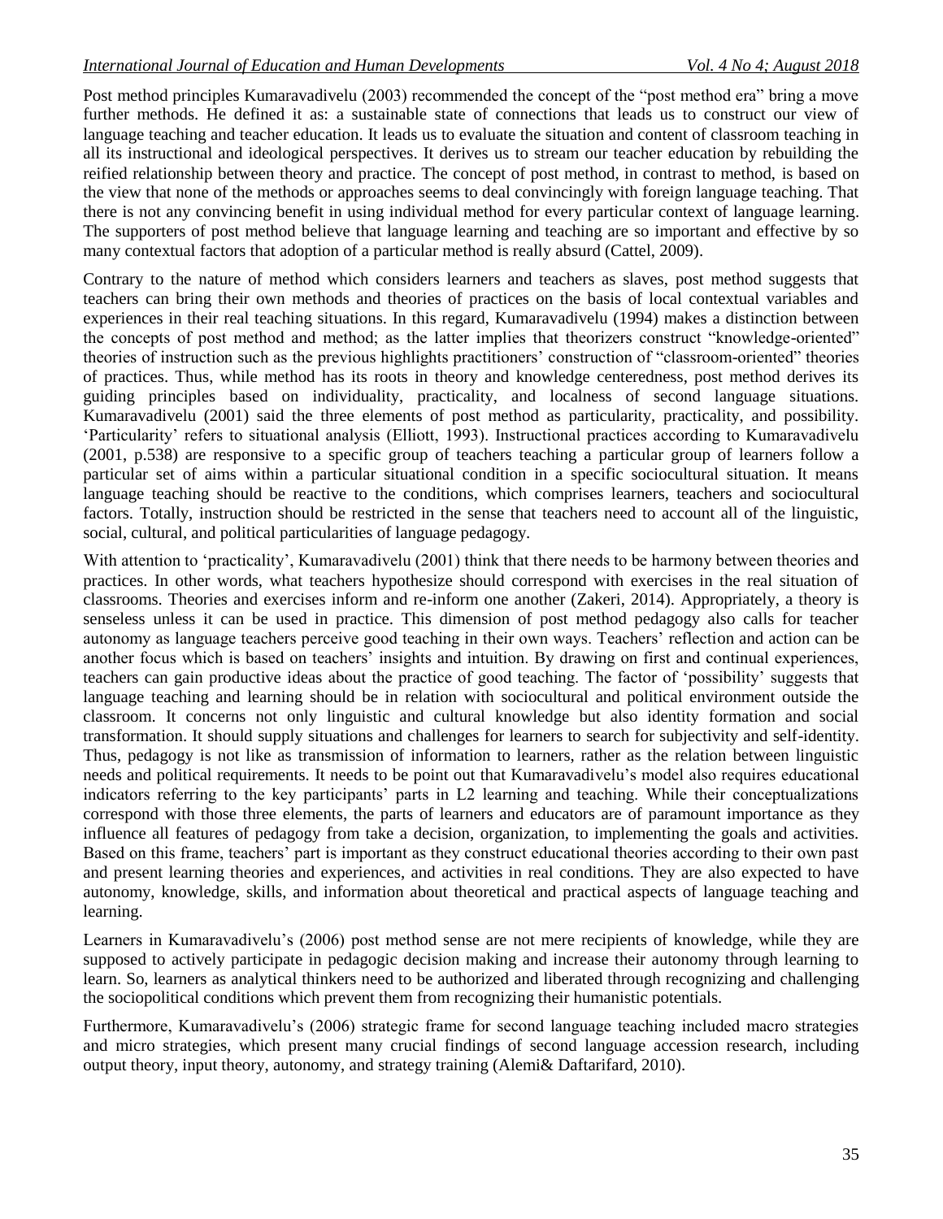Post method principles Kumaravadivelu (2003) recommended the concept of the "post method era" bring a move further methods. He defined it as: a sustainable state of connections that leads us to construct our view of language teaching and teacher education. It leads us to evaluate the situation and content of classroom teaching in all its instructional and ideological perspectives. It derives us to stream our teacher education by rebuilding the reified relationship between theory and practice. The concept of post method, in contrast to method, is based on the view that none of the methods or approaches seems to deal convincingly with foreign language teaching. That there is not any convincing benefit in using individual method for every particular context of language learning. The supporters of post method believe that language learning and teaching are so important and effective by so many contextual factors that adoption of a particular method is really absurd (Cattel, 2009).

Contrary to the nature of method which considers learners and teachers as slaves, post method suggests that teachers can bring their own methods and theories of practices on the basis of local contextual variables and experiences in their real teaching situations. In this regard, Kumaravadivelu (1994) makes a distinction between the concepts of post method and method; as the latter implies that theorizers construct "knowledge-oriented" theories of instruction such as the previous highlights practitioners' construction of "classroom-oriented" theories of practices. Thus, while method has its roots in theory and knowledge centeredness, post method derives its guiding principles based on individuality, practicality, and localness of second language situations. Kumaravadivelu (2001) said the three elements of post method as particularity, practicality, and possibility. 'Particularity' refers to situational analysis (Elliott, 1993). Instructional practices according to Kumaravadivelu (2001, p.538) are responsive to a specific group of teachers teaching a particular group of learners follow a particular set of aims within a particular situational condition in a specific sociocultural situation. It means language teaching should be reactive to the conditions, which comprises learners, teachers and sociocultural factors. Totally, instruction should be restricted in the sense that teachers need to account all of the linguistic, social, cultural, and political particularities of language pedagogy.

With attention to 'practicality', Kumaravadivelu (2001) think that there needs to be harmony between theories and practices. In other words, what teachers hypothesize should correspond with exercises in the real situation of classrooms. Theories and exercises inform and re-inform one another (Zakeri, 2014). Appropriately, a theory is senseless unless it can be used in practice. This dimension of post method pedagogy also calls for teacher autonomy as language teachers perceive good teaching in their own ways. Teachers' reflection and action can be another focus which is based on teachers' insights and intuition. By drawing on first and continual experiences, teachers can gain productive ideas about the practice of good teaching. The factor of 'possibility' suggests that language teaching and learning should be in relation with sociocultural and political environment outside the classroom. It concerns not only linguistic and cultural knowledge but also identity formation and social transformation. It should supply situations and challenges for learners to search for subjectivity and self-identity. Thus, pedagogy is not like as transmission of information to learners, rather as the relation between linguistic needs and political requirements. It needs to be point out that Kumaravadivelu's model also requires educational indicators referring to the key participants' parts in L2 learning and teaching. While their conceptualizations correspond with those three elements, the parts of learners and educators are of paramount importance as they influence all features of pedagogy from take a decision, organization, to implementing the goals and activities. Based on this frame, teachers' part is important as they construct educational theories according to their own past and present learning theories and experiences, and activities in real conditions. They are also expected to have autonomy, knowledge, skills, and information about theoretical and practical aspects of language teaching and learning.

Learners in Kumaravadivelu's (2006) post method sense are not mere recipients of knowledge, while they are supposed to actively participate in pedagogic decision making and increase their autonomy through learning to learn. So, learners as analytical thinkers need to be authorized and liberated through recognizing and challenging the sociopolitical conditions which prevent them from recognizing their humanistic potentials.

Furthermore, Kumaravadivelu's (2006) strategic frame for second language teaching included macro strategies and micro strategies, which present many crucial findings of second language accession research, including output theory, input theory, autonomy, and strategy training (Alemi& Daftarifard, 2010).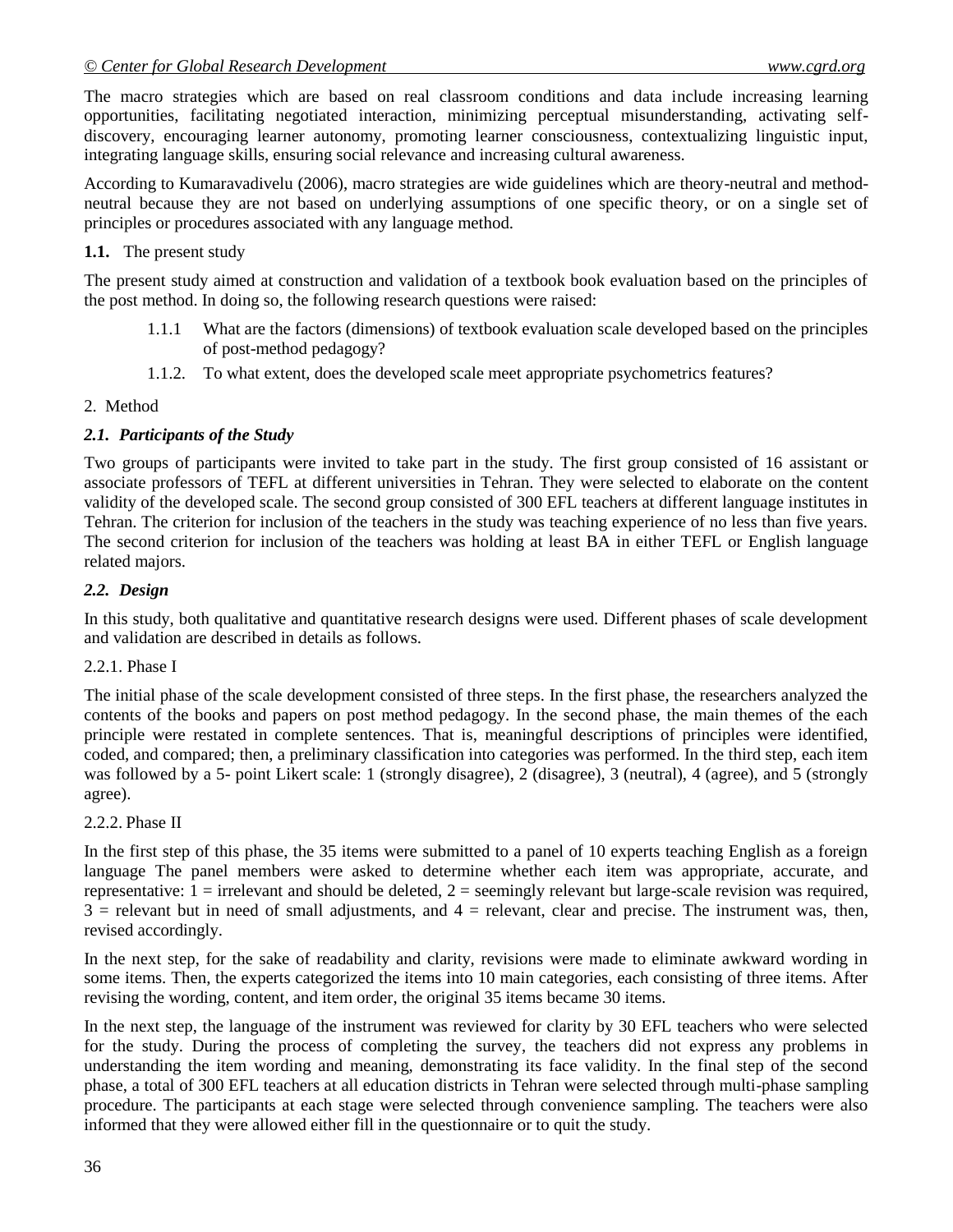The macro strategies which are based on real classroom conditions and data include increasing learning opportunities, facilitating negotiated interaction, minimizing perceptual misunderstanding, activating self-discovery, encouraging learner autonomy, promoting learner consciousness, contextualizing linguistic input, integrating language skills, ensuring social relevance and increasing cultural awareness.

According to Kumaravadivelu (2006), macro strategies are wide guidelines which are theory-neutral and method-neutral because they are not based on underlying assumptions of one specific theory, or on a single set of principles or procedures associated with any language method.

### 1.1. The present study

The present study aimed at construction and validation of a textbook book evaluation based on the principles of the post method. In doing so, the following research questions were raised:

1.1.1 What are the factors (dimensions) of textbook evaluation scale developed based on the principles of post-method pedagogy?

1.1.2. To what extent, does the developed scale meet appropriate psychometrics features?

## 2. Method

### *2.1. Participants of the Study*

Two groups of participants were invited to take part in the study. The first group consisted of 16 assistant or associate professors of TEFL at different universities in Tehran. They were selected to elaborate on the content validity of the developed scale. The second group consisted of 300 EFL teachers at different language institutes in Tehran. The criterion for inclusion of the teachers in the study was teaching experience of no less than five years. The second criterion for inclusion of the teachers was holding at least BA in either TEFL or English language related majors.

### *2.2. Design*

In this study, both qualitative and quantitative research designs were used. Different phases of scale development and validation are described in details as follows.

#### 2.2.1. Phase I

The initial phase of the scale development consisted of three steps. In the first phase, the researchers analyzed the contents of the books and papers on post method pedagogy. In the second phase, the main themes of the each principle were restated in complete sentences. That is, meaningful descriptions of principles were identified, coded, and compared; then, a preliminary classification into categories was performed. In the third step, each item was followed by a 5- point Likert scale: 1 (strongly disagree), 2 (disagree), 3 (neutral), 4 (agree), and 5 (strongly agree).

#### 2.2.2. Phase II

In the first step of this phase, the 35 items were submitted to a panel of 10 experts teaching English as a foreign language The panel members were asked to determine whether each item was appropriate, accurate, and representative: 1 = irrelevant and should be deleted, 2 = seemingly relevant but large-scale revision was required, 3 = relevant but in need of small adjustments, and 4 = relevant, clear and precise. The instrument was, then, revised accordingly.

In the next step, for the sake of readability and clarity, revisions were made to eliminate awkward wording in some items. Then, the experts categorized the items into 10 main categories, each consisting of three items. After revising the wording, content, and item order, the original 35 items became 30 items.

In the next step, the language of the instrument was reviewed for clarity by 30 EFL teachers who were selected for the study. During the process of completing the survey, the teachers did not express any problems in understanding the item wording and meaning, demonstrating its face validity. In the final step of the second phase, a total of 300 EFL teachers at all education districts in Tehran were selected through multi-phase sampling procedure. The participants at each stage were selected through convenience sampling. The teachers were also informed that they were allowed either fill in the questionnaire or to quit the study.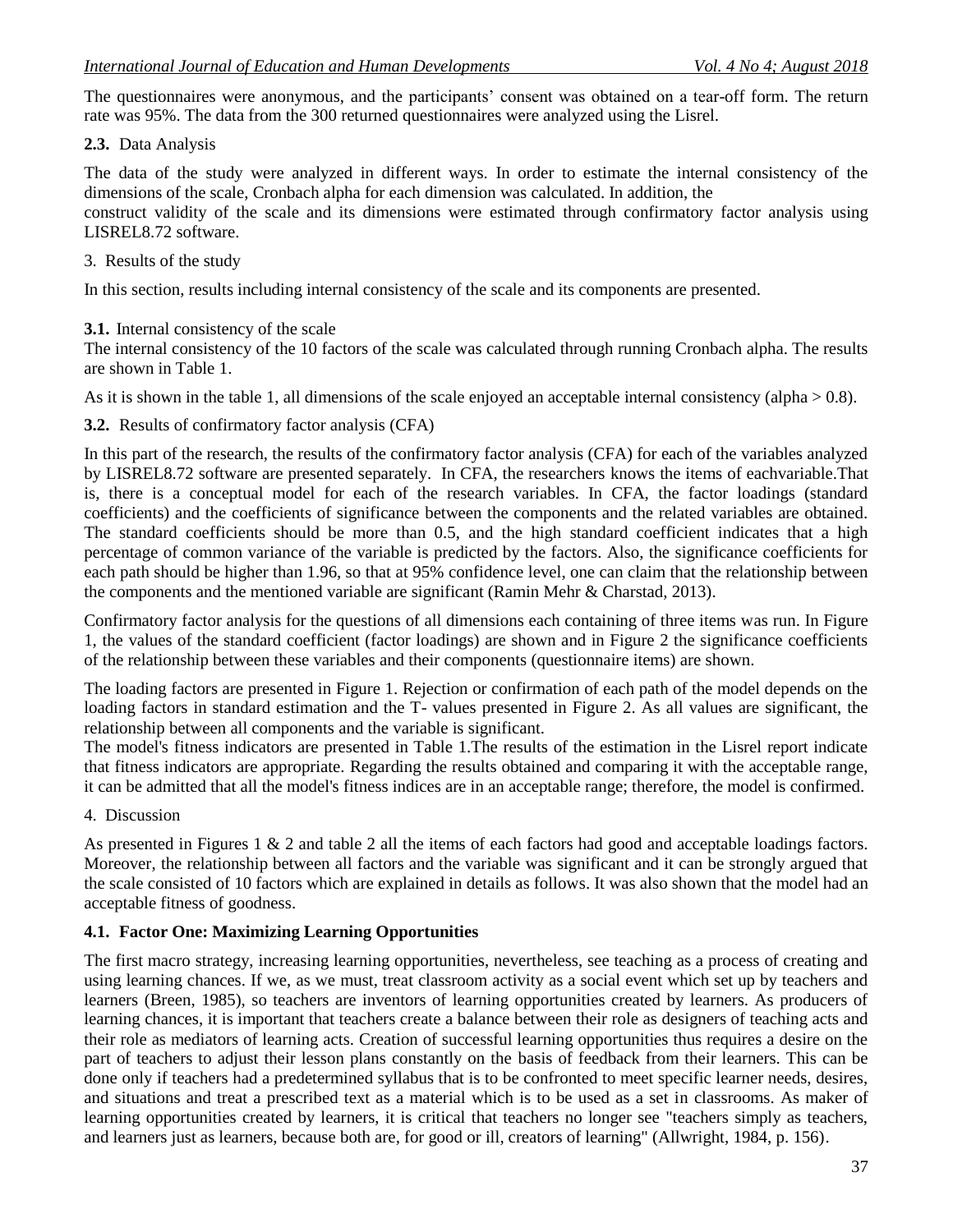The questionnaires were anonymous, and the participants' consent was obtained on a tear-off form. The return rate was 95%. The data from the 300 returned questionnaires were analyzed using the Lisrel.

**2.3.** Data Analysis

The data of the study were analyzed in different ways. In order to estimate the internal consistency of the dimensions of the scale, Cronbach alpha for each dimension was calculated. In addition, the construct validity of the scale and its dimensions were estimated through confirmatory factor analysis using LISREL8.72 software.

3. Results of the study

In this section, results including internal consistency of the scale and its components are presented.

**3.1.** Internal consistency of the scale

The internal consistency of the 10 factors of the scale was calculated through running Cronbach alpha. The results are shown in Table 1.

As it is shown in the table 1, all dimensions of the scale enjoyed an acceptable internal consistency (alpha > 0.8).

**3.2.** Results of confirmatory factor analysis (CFA)

In this part of the research, the results of the confirmatory factor analysis (CFA) for each of the variables analyzed by LISREL8.72 software are presented separately. In CFA, the researchers knows the items of eachvariable.That is, there is a conceptual model for each of the research variables. In CFA, the factor loadings (standard coefficients) and the coefficients of significance between the components and the related variables are obtained. The standard coefficients should be more than 0.5, and the high standard coefficient indicates that a high percentage of common variance of the variable is predicted by the factors. Also, the significance coefficients for each path should be higher than 1.96, so that at 95% confidence level, one can claim that the relationship between the components and the mentioned variable are significant (Ramin Mehr & Charstad, 2013).

Confirmatory factor analysis for the questions of all dimensions each containing of three items was run. In Figure 1, the values of the standard coefficient (factor loadings) are shown and in Figure 2 the significance coefficients of the relationship between these variables and their components (questionnaire items) are shown.

The loading factors are presented in Figure 1. Rejection or confirmation of each path of the model depends on the loading factors in standard estimation and the T- values presented in Figure 2. As all values are significant, the relationship between all components and the variable is significant.

The model's fitness indicators are presented in Table 1.The results of the estimation in the Lisrel report indicate that fitness indicators are appropriate. Regarding the results obtained and comparing it with the acceptable range, it can be admitted that all the model's fitness indices are in an acceptable range; therefore, the model is confirmed.

4. Discussion

As presented in Figures 1 & 2 and table 2 all the items of each factors had good and acceptable loadings factors. Moreover, the relationship between all factors and the variable was significant and it can be strongly argued that the scale consisted of 10 factors which are explained in details as follows. It was also shown that the model had an acceptable fitness of goodness.

### 4.1. Factor One: Maximizing Learning Opportunities

The first macro strategy, increasing learning opportunities, nevertheless, see teaching as a process of creating and using learning chances. If we, as we must, treat classroom activity as a social event which set up by teachers and learners (Breen, 1985), so teachers are inventors of learning opportunities created by learners. As producers of learning chances, it is important that teachers create a balance between their role as designers of teaching acts and their role as mediators of learning acts. Creation of successful learning opportunities thus requires a desire on the part of teachers to adjust their lesson plans constantly on the basis of feedback from their learners. This can be done only if teachers had a predetermined syllabus that is to be confronted to meet specific learner needs, desires, and situations and treat a prescribed text as a material which is to be used as a set in classrooms. As maker of learning opportunities created by learners, it is critical that teachers no longer see "teachers simply as teachers, and learners just as learners, because both are, for good or ill, creators of learning" (Allwright, 1984, p. 156).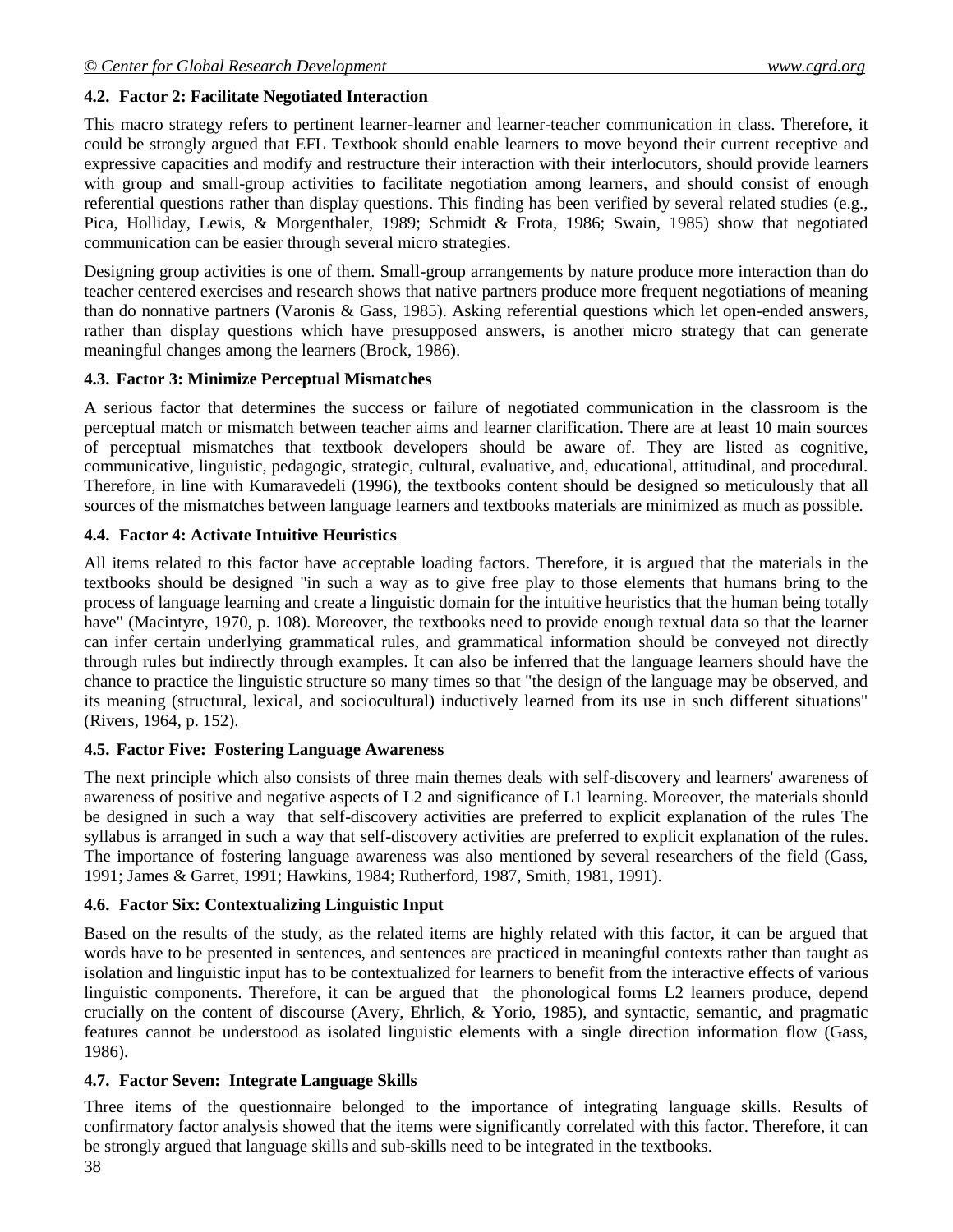### 4.2. Factor 2: Facilitate Negotiated Interaction

This macro strategy refers to pertinent learner-learner and learner-teacher communication in class. Therefore, it could be strongly argued that EFL Textbook should enable learners to move beyond their current receptive and expressive capacities and modify and restructure their interaction with their interlocutors, should provide learners with group and small-group activities to facilitate negotiation among learners, and should consist of enough referential questions rather than display questions. This finding has been verified by several related studies (e.g., Pica, Holliday, Lewis, & Morgenthaler, 1989; Schmidt & Frota, 1986; Swain, 1985) show that negotiated communication can be easier through several micro strategies.

Designing group activities is one of them. Small-group arrangements by nature produce more interaction than do teacher centered exercises and research shows that native partners produce more frequent negotiations of meaning than do nonnative partners (Varonis & Gass, 1985). Asking referential questions which let open-ended answers, rather than display questions which have presupposed answers, is another micro strategy that can generate meaningful changes among the learners (Brock, 1986).

### 4.3. Factor 3: Minimize Perceptual Mismatches

A serious factor that determines the success or failure of negotiated communication in the classroom is the perceptual match or mismatch between teacher aims and learner clarification. There are at least 10 main sources of perceptual mismatches that textbook developers should be aware of. They are listed as cognitive, communicative, linguistic, pedagogic, strategic, cultural, evaluative, and, educational, attitudinal, and procedural. Therefore, in line with Kumaravedeli (1996), the textbooks content should be designed so meticulously that all sources of the mismatches between language learners and textbooks materials are minimized as much as possible.

### 4.4. Factor 4: Activate Intuitive Heuristics

All items related to this factor have acceptable loading factors. Therefore, it is argued that the materials in the textbooks should be designed "in such a way as to give free play to those elements that humans bring to the process of language learning and create a linguistic domain for the intuitive heuristics that the human being totally have" (Macintyre, 1970, p. 108). Moreover, the textbooks need to provide enough textual data so that the learner can infer certain underlying grammatical rules, and grammatical information should be conveyed not directly through rules but indirectly through examples. It can also be inferred that the language learners should have the chance to practice the linguistic structure so many times so that "the design of the language may be observed, and its meaning (structural, lexical, and sociocultural) inductively learned from its use in such different situations" (Rivers, 1964, p. 152).

### 4.5. Factor Five: Fostering Language Awareness

The next principle which also consists of three main themes deals with self-discovery and learners' awareness of awareness of positive and negative aspects of L2 and significance of L1 learning. Moreover, the materials should be designed in such a way that self-discovery activities are preferred to explicit explanation of the rules The syllabus is arranged in such a way that self-discovery activities are preferred to explicit explanation of the rules. The importance of fostering language awareness was also mentioned by several researchers of the field (Gass, 1991; James & Garret, 1991; Hawkins, 1984; Rutherford, 1987, Smith, 1981, 1991).

### 4.6. Factor Six: Contextualizing Linguistic Input

Based on the results of the study, as the related items are highly related with this factor, it can be argued that words have to be presented in sentences, and sentences are practiced in meaningful contexts rather than taught as isolation and linguistic input has to be contextualized for learners to benefit from the interactive effects of various linguistic components. Therefore, it can be argued that the phonological forms L2 learners produce, depend crucially on the content of discourse (Avery, Ehrlich, & Yorio, 1985), and syntactic, semantic, and pragmatic features cannot be understood as isolated linguistic elements with a single direction information flow (Gass, 1986).

### 4.7. Factor Seven: Integrate Language Skills

Three items of the questionnaire belonged to the importance of integrating language skills. Results of confirmatory factor analysis showed that the items were significantly correlated with this factor. Therefore, it can be strongly argued that language skills and sub-skills need to be integrated in the textbooks.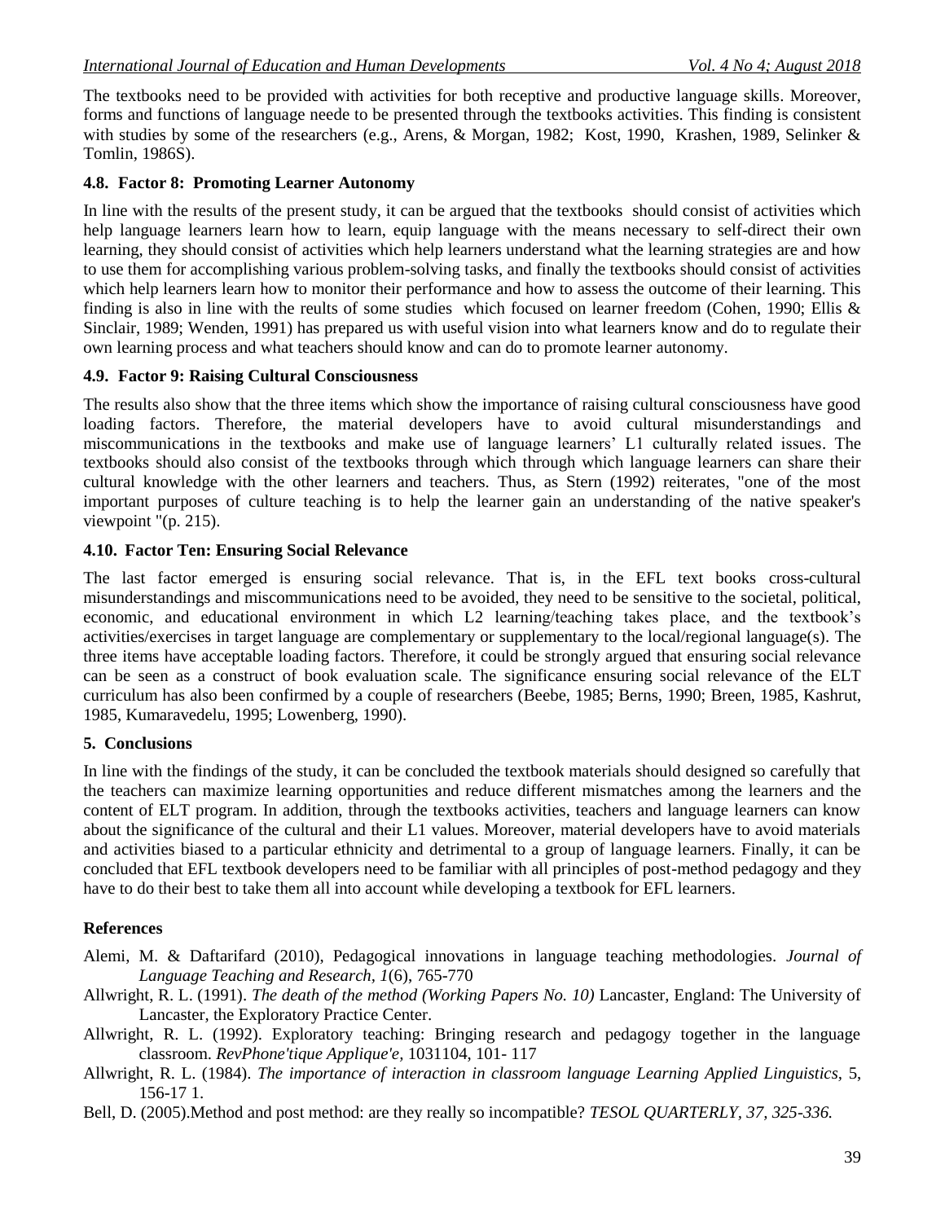The textbooks need to be provided with activities for both receptive and productive language skills. Moreover, forms and functions of language neede to be presented through the textbooks activities. This finding is consistent with studies by some of the researchers (e.g., Arens, & Morgan, 1982; Kost, 1990, Krashen, 1989, Selinker & Tomlin, 1986S).

### 4.8. Factor 8: Promoting Learner Autonomy

In line with the results of the present study, it can be argued that the textbooks should consist of activities which help language learners learn how to learn, equip language with the means necessary to self-direct their own learning, they should consist of activities which help learners understand what the learning strategies are and how to use them for accomplishing various problem-solving tasks, and finally the textbooks should consist of activities which help learners learn how to monitor their performance and how to assess the outcome of their learning. This finding is also in line with the reults of some studies which focused on learner freedom (Cohen, 1990; Ellis & Sinclair, 1989; Wenden, 1991) has prepared us with useful vision into what learners know and do to regulate their own learning process and what teachers should know and can do to promote learner autonomy.

### 4.9. Factor 9: Raising Cultural Consciousness

The results also show that the three items which show the importance of raising cultural consciousness have good loading factors. Therefore, the material developers have to avoid cultural misunderstandings and miscommunications in the textbooks and make use of language learners' L1 culturally related issues. The textbooks should also consist of the textbooks through which through which language learners can share their cultural knowledge with the other learners and teachers. Thus, as Stern (1992) reiterates, "one of the most important purposes of culture teaching is to help the learner gain an understanding of the native speaker's viewpoint "(p. 215).

### 4.10. Factor Ten: Ensuring Social Relevance

The last factor emerged is ensuring social relevance. That is, in the EFL text books cross-cultural misunderstandings and miscommunications need to be avoided, they need to be sensitive to the societal, political, economic, and educational environment in which L2 learning/teaching takes place, and the textbook's activities/exercises in target language are complementary or supplementary to the local/regional language(s). The three items have acceptable loading factors. Therefore, it could be strongly argued that ensuring social relevance can be seen as a construct of book evaluation scale. The significance ensuring social relevance of the ELT curriculum has also been confirmed by a couple of researchers (Beebe, 1985; Berns, 1990; Breen, 1985, Kashrut, 1985, Kumaravedelu, 1995; Lowenberg, 1990).

## 5. Conclusions

In line with the findings of the study, it can be concluded the textbook materials should designed so carefully that the teachers can maximize learning opportunities and reduce different mismatches among the learners and the content of ELT program. In addition, through the textbooks activities, teachers and language learners can know about the significance of the cultural and their L1 values. Moreover, material developers have to avoid materials and activities biased to a particular ethnicity and detrimental to a group of language learners. Finally, it can be concluded that EFL textbook developers need to be familiar with all principles of post-method pedagogy and they have to do their best to take them all into account while developing a textbook for EFL learners.

## References

Alemi, M. & Daftarifard (2010), Pedagogical innovations in language teaching methodologies. *Journal of Language Teaching and Research, 1*(6), 765-770

Allwright, R. L. (1991). *The death of the method (Working Papers No. 10)* Lancaster, England: The University of Lancaster, the Exploratory Practice Center.

Allwright, R. L. (1992). Exploratory teaching: Bringing research and pedagogy together in the language classroom. *RevPhone'tique Applique'e*, 1031104, 101- 117

Allwright, R. L. (1984). *The importance of interaction in classroom language Learning Applied Linguistics*, 5, 156-17 1.

Bell, D. (2005).Method and post method: are they really so incompatible? *TESOL QUARTERLY, 37, 325-336.*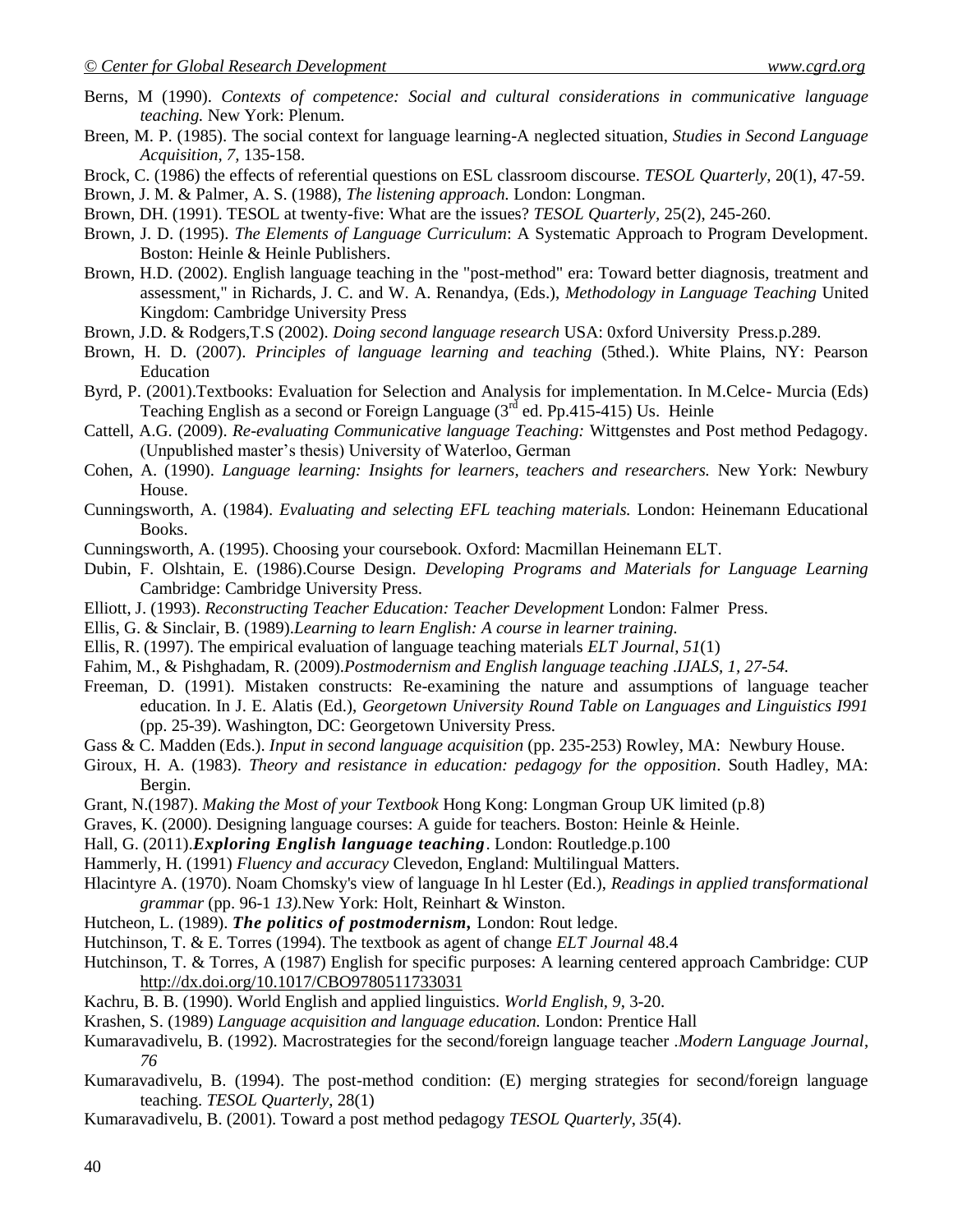Berns, M (1990). *Contexts of competence: Social and cultural considerations in communicative language teaching.* New York: Plenum.

Breen, M. P. (1985). The social context for language learning-A neglected situation, *Studies in Second Language Acquisition, 7,* 135-158.

Brock, C. (1986) the effects of referential questions on ESL classroom discourse. *TESOL Quarterly,* 20(1), 47-59.

Brown, J. M. & Palmer, A. S. (1988), *The listening approach.* London: Longman.

Brown, DH. (1991). TESOL at twenty-five: What are the issues? *TESOL Quarterly,* 25(2), 245-260.

Brown, J. D. (1995). *The Elements of Language Curriculum*: A Systematic Approach to Program Development. Boston: Heinle & Heinle Publishers.

Brown, H.D. (2002). English language teaching in the "post-method" era: Toward better diagnosis, treatment and assessment," in Richards, J. C. and W. A. Renandya, (Eds.), *Methodology in Language Teaching* United Kingdom: Cambridge University Press

Brown, J.D. & Rodgers,T.S (2002). *Doing second language research* USA: 0xford University Press.p.289.

Brown, H. D. (2007). *Principles of language learning and teaching* (5thed.). White Plains, NY: Pearson Education

Byrd, P. (2001).Textbooks: Evaluation for Selection and Analysis for implementation. In M.Celce- Murcia (Eds) Teaching English as a second or Foreign Language (3rd ed. Pp.415-415) Us. Heinle

Cattell, A.G. (2009). *Re-evaluating Communicative language Teaching:* Wittgenstes and Post method Pedagogy. (Unpublished master's thesis) University of Waterloo, German

Cohen, A. (1990). *Language learning: Insights for learners, teachers and researchers.* New York: Newbury House.

Cunningsworth, A. (1984). *Evaluating and selecting EFL teaching materials.* London: Heinemann Educational Books.

Cunningsworth, A. (1995). Choosing your coursebook. Oxford: Macmillan Heinemann ELT.

Dubin, F. Olshtain, E. (1986).Course Design. *Developing Programs and Materials for Language Learning* Cambridge: Cambridge University Press.

Elliott, J. (1993). *Reconstructing Teacher Education: Teacher Development* London: Falmer Press.

Ellis, G. & Sinclair, B. (1989).*Learning to learn English: A course in learner training.*

Ellis, R. (1997). The empirical evaluation of language teaching materials *ELT Journal, 51*(1)

Fahim, M., & Pishghadam, R. (2009).*Postmodernism and English language teaching .IJALS, 1, 27-54.*

Freeman, D. (1991). Mistaken constructs: Re-examining the nature and assumptions of language teacher education. In J. E. Alatis (Ed.), *Georgetown University Round Table on Languages and Linguistics I991* (pp. 25-39). Washington, DC: Georgetown University Press.

Gass & C. Madden (Eds.). *Input in second language acquisition* (pp. 235-253) Rowley, MA: Newbury House.

Giroux, H. A. (1983). *Theory and resistance in education: pedagogy for the opposition*. South Hadley, MA: Bergin.

Grant, N.(1987). *Making the Most of your Textbook* Hong Kong: Longman Group UK limited (p.8)

Graves, K. (2000). Designing language courses: A guide for teachers. Boston: Heinle & Heinle.

Hall, G. (2011).***Exploring English language teaching***. London: Routledge.p.100

Hammerly, H. (1991) *Fluency and accuracy* Clevedon, England: Multilingual Matters.

Hlacintyre A. (1970). Noam Chomsky's view of language In hl Lester (Ed.), *Readings in applied transformational grammar* (pp. 96-1 *13).*New York: Holt, Reinhart & Winston.

Hutcheon, L. (1989). ***The politics of postmodernism,*** London: Rout ledge.

Hutchinson, T. & E. Torres (1994). The textbook as agent of change *ELT Journal* 48.4

Hutchinson, T. & Torres, A (1987) English for specific purposes: A learning centered approach Cambridge: CUP http://dx.doi.org/10.1017/CBO9780511733031

Kachru, B. B. (1990). World English and applied linguistics. *World English, 9*, 3-20.

Krashen, S. (1989) *Language acquisition and language education.* London: Prentice Hall

Kumaravadivelu, B. (1992). Macrostrategies for the second/foreign language teacher .*Modern Language Journal, 76*

Kumaravadivelu, B. (1994). The post-method condition: (E) merging strategies for second/foreign language teaching. *TESOL Quarterly*, 28(1)

Kumaravadivelu, B. (2001). Toward a post method pedagogy *TESOL Quarterly, 35*(4).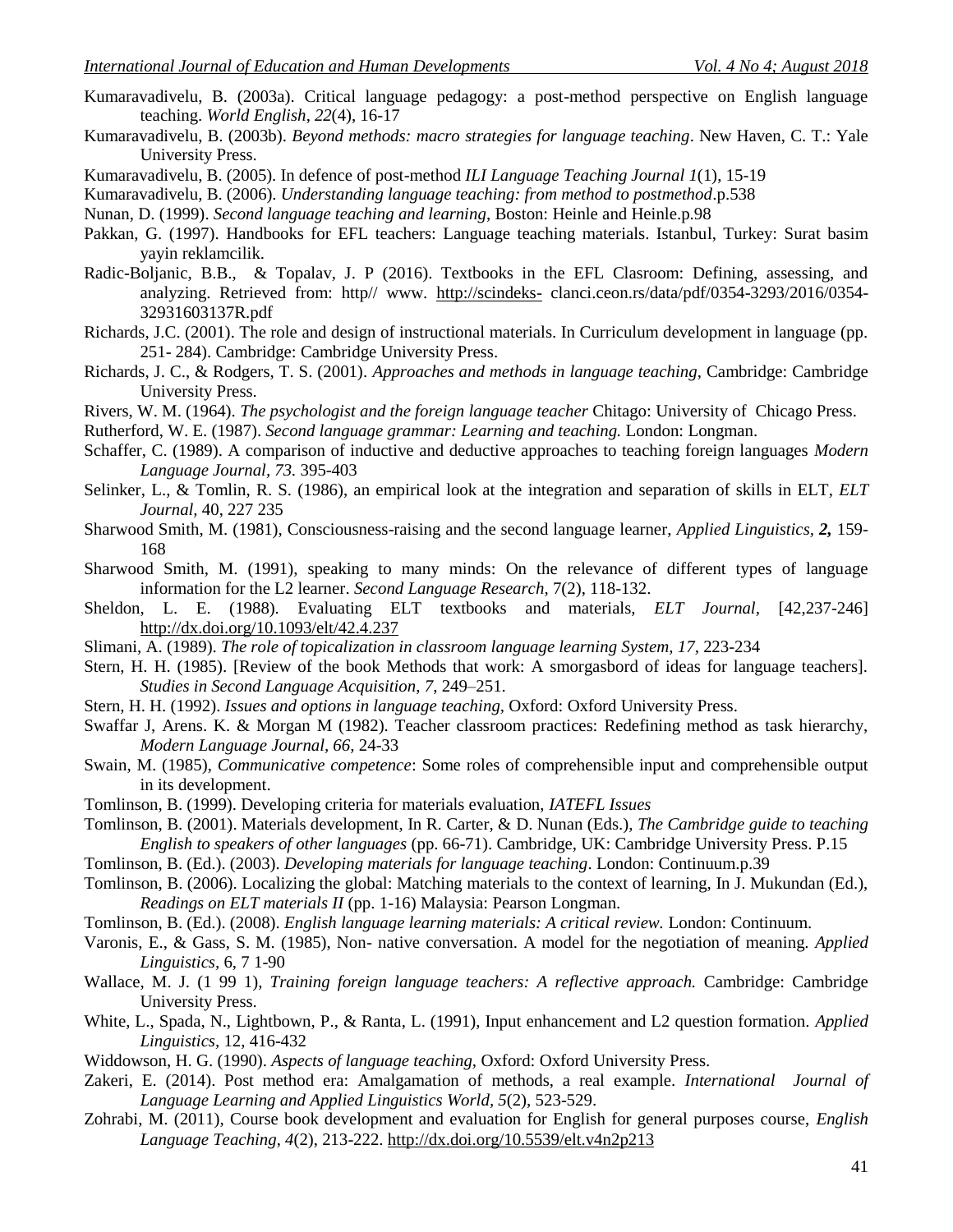Kumaravadivelu, B. (2003a). Critical language pedagogy: a post-method perspective on English language teaching. *World English*, *22*(4), 16-17

Kumaravadivelu, B. (2003b). *Beyond methods: macro strategies for language teaching*. New Haven, C. T.: Yale University Press.

Kumaravadivelu, B. (2005). In defence of post-method *ILI Language Teaching Journal 1*(1), 15-19

Kumaravadivelu, B. (2006). *Understanding language teaching: from method to postmethod*.p.538

Nunan, D. (1999). *Second language teaching and learning*, Boston: Heinle and Heinle.p.98

Pakkan, G. (1997). Handbooks for EFL teachers: Language teaching materials. Istanbul, Turkey: Surat basim yayin reklamcilik.

Radic-Boljanic, B.B., & Topalav, J. P (2016). Textbooks in the EFL Clasroom: Defining, assessing, and analyzing. Retrieved from: http// www. http://scindeks- clanci.ceon.rs/data/pdf/0354-3293/2016/0354-32931603137R.pdf

Richards, J.C. (2001). The role and design of instructional materials. In Curriculum development in language (pp. 251- 284). Cambridge: Cambridge University Press.

Richards, J. C., & Rodgers, T. S. (2001). *Approaches and methods in language teaching*, Cambridge: Cambridge University Press.

Rivers, W. M. (1964). *The psychologist and the foreign language teacher* Chitago: University of Chicago Press.

Rutherford, W. E. (1987). *Second language grammar: Learning and teaching.* London: Longman.

Schaffer, C. (1989). A comparison of inductive and deductive approaches to teaching foreign languages *Modern Language Journal, 73.* 395-403

Selinker, L., & Tomlin, R. S. (1986), an empirical look at the integration and separation of skills in ELT, *ELT Journal,* 40, 227 235

Sharwood Smith, M. (1981), Consciousness-raising and the second language learner, *Applied Linguistics*, ***2,*** 159-168

Sharwood Smith, M. (1991), speaking to many minds: On the relevance of different types of language information for the L2 learner. *Second Language Research,* 7(2), 118-132.

Sheldon, L. E. (1988). Evaluating ELT textbooks and materials, *ELT Journal,* [42,237-246] http://dx.doi.org/10.1093/elt/42.4.237

Slimani, A. (1989). *The role of topicalization in classroom language learning System, 17,* 223-234

Stern, H. H. (1985). [Review of the book Methods that work: A smorgasbord of ideas for language teachers]. *Studies in Second Language Acquisition*, *7*, 249–251.

Stern, H. H. (1992). *Issues and options in language teaching,* Oxford: Oxford University Press.

Swaffar J, Arens. K. & Morgan M (1982). Teacher classroom practices: Redefining method as task hierarchy, *Modern Language Journal*, *66,* 24-33

Swain, M. (1985), *Communicative competence*: Some roles of comprehensible input and comprehensible output in its development.

Tomlinson, B. (1999). Developing criteria for materials evaluation, *IATEFL Issues*

Tomlinson, B. (2001). Materials development, In R. Carter, & D. Nunan (Eds.), *The Cambridge guide to teaching English to speakers of other languages* (pp. 66-71). Cambridge, UK: Cambridge University Press. P.15

Tomlinson, B. (Ed.). (2003). *Developing materials for language teaching*. London: Continuum.p.39

Tomlinson, B. (2006). Localizing the global: Matching materials to the context of learning, In J. Mukundan (Ed.), *Readings on ELT materials II* (pp. 1-16) Malaysia: Pearson Longman.

Tomlinson, B. (Ed.). (2008). *English language learning materials: A critical review.* London: Continuum.

Varonis, E., & Gass, S. M. (1985), Non- native conversation. A model for the negotiation of meaning. *Applied Linguistics*, 6, 7 1-90

Wallace, M. J. (1 99 1), *Training foreign language teachers: A reflective approach.* Cambridge: Cambridge University Press.

White, L., Spada, N., Lightbown, P., & Ranta, L. (1991), Input enhancement and L2 question formation. *Applied Linguistics*, 12, 416-432

Widdowson, H. G. (1990). *Aspects of language teaching*, Oxford: Oxford University Press.

Zakeri, E. (2014). Post method era: Amalgamation of methods, a real example. *International Journal of Language Learning and Applied Linguistics World, 5*(2), 523-529.

Zohrabi, M. (2011), Course book development and evaluation for English for general purposes course, *English Language Teaching*, *4*(2), 213-222. http://dx.doi.org/10.5539/elt.v4n2p213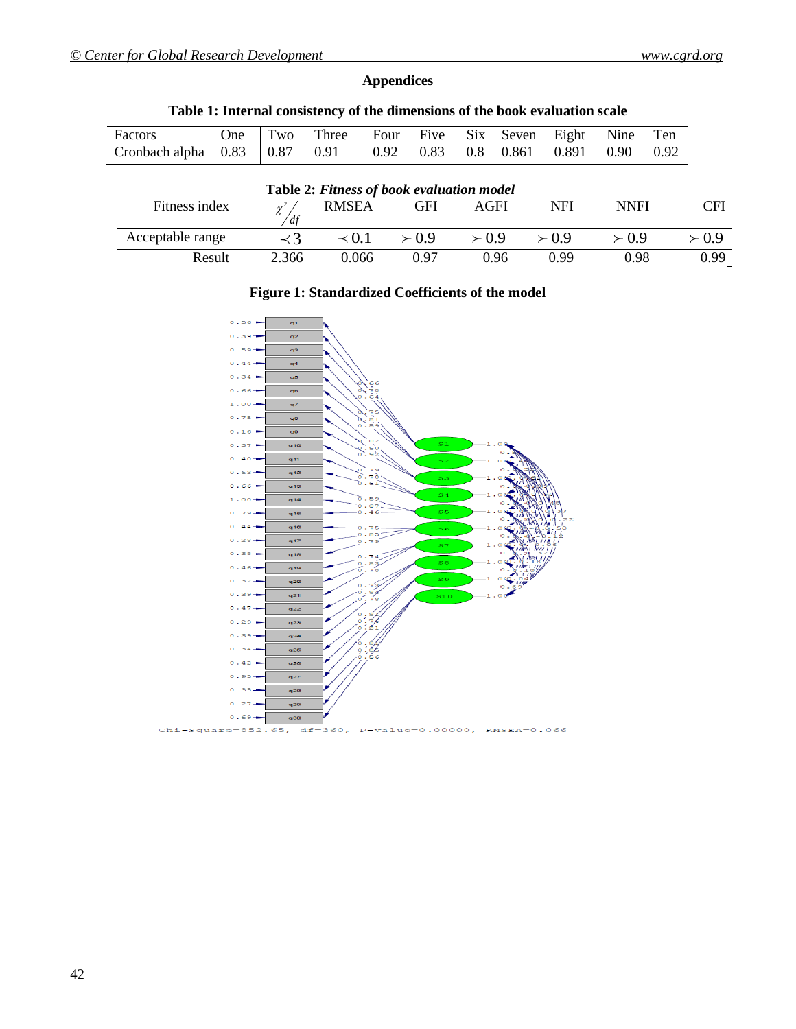## Appendices

**Table 1: Internal consistency of the dimensions of the book evaluation scale**

| Factors | One | Two | Three | Four | Five | Six | Seven | Eight | Nine | Ten |
|---|---|---|---|---|---|---|---|---|---|---|
| Cronbach alpha | 0.83 | 0.87 | 0.91 | 0.92 | 0.83 | 0.8 | 0.861 | 0.891 | 0.90 | 0.92 |

**Table 2:** ***Fitness of book evaluation model***

| Fitness index | $\chi^2/df$ | RMSEA | GFI | AGFI | NFI | NNFI | CFI |
|---|---|---|---|---|---|---|---|
| Acceptable range | $\prec 3$ | $\prec 0.1$ | $\succ 0.9$ | $\succ 0.9$ | $\succ 0.9$ | $\succ 0.9$ | $\succ 0.9$ |
| Result | 2.366 | 0.066 | 0.97 | 0.96 | 0.99 | 0.98 | 0.99 |

**Figure 1: Standardized Coefficients of the model**

Chi-Square=852.65, df=360, P-value=0.00000, RMSEA=0.066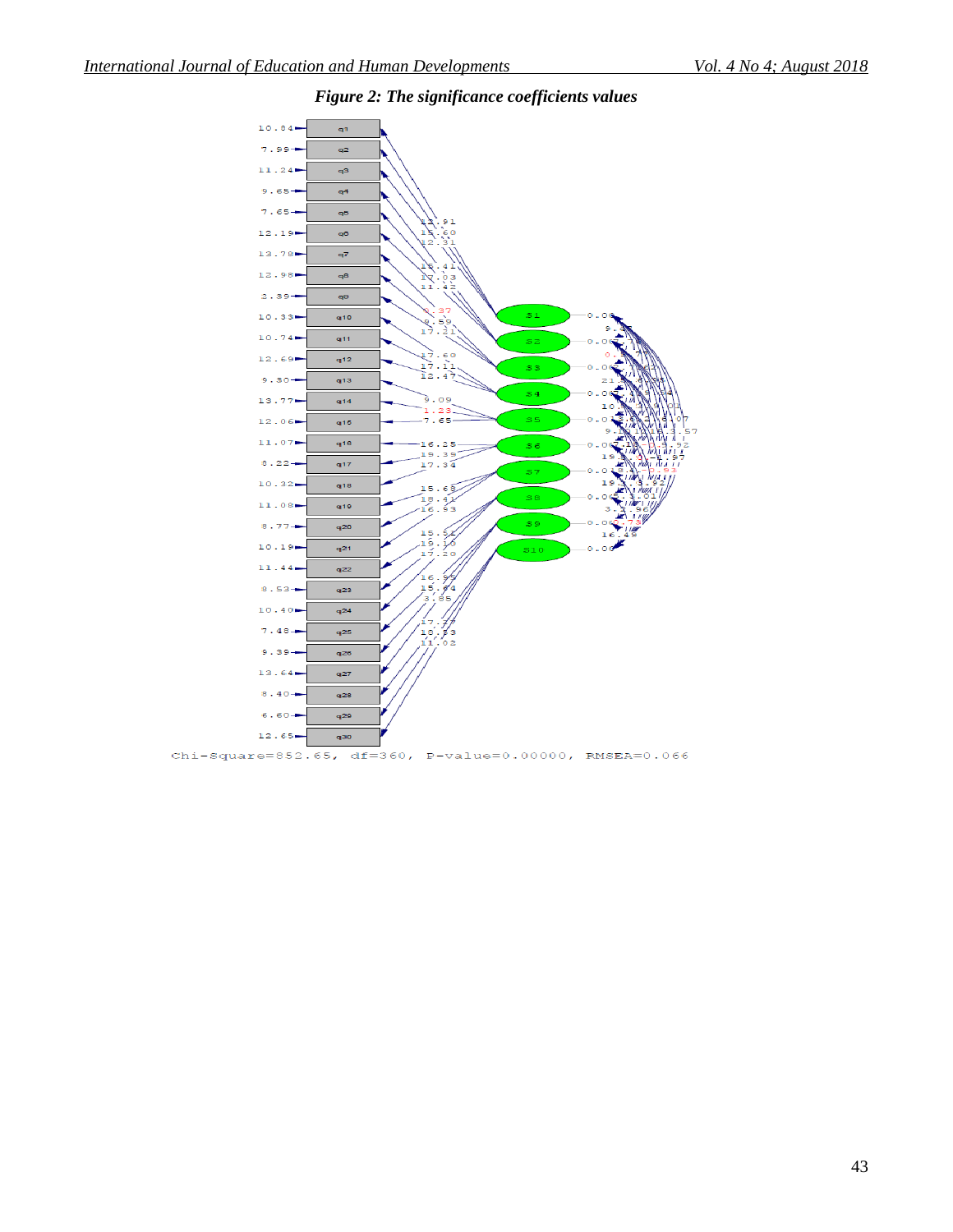*Figure 2: The significance coefficients values*

Chi-Square=852.65, df=360, P-value=0.00000, RMSEA=0.066